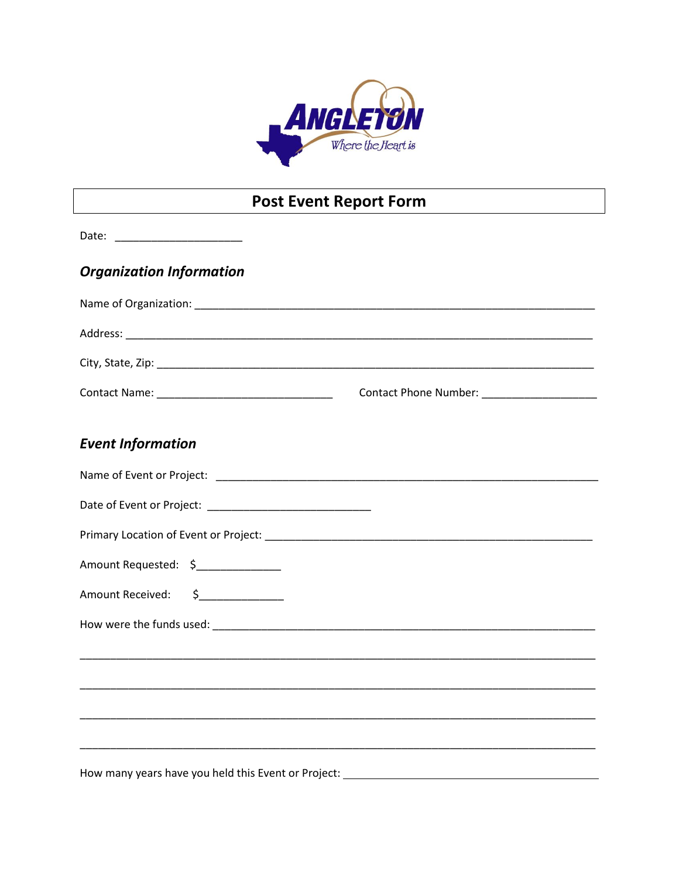ANGLETON

Where the Heart is

# Post Event Report Form

Date: ____________________

## *Organization Information*

Name of Organization: ________________________________________________________________

Address: ________________________________________________________________________

City, State, Zip: ____________________________________________________________________

Contact Name: ___________________________ Contact Phone Number: __________________

## *Event Information*

Name of Event or Project: ____________________________________________________________

Date of Event or Project: _________________________

Primary Location of Event or Project: ____________________________________________________

Amount Requested: $_____________

Amount Received: $_____________

How were the funds used: ____________________________________________________________

________________________________________________________________________________

________________________________________________________________________________

________________________________________________________________________________

________________________________________________________________________________

How many years have you held this Event or Project: ________________________________________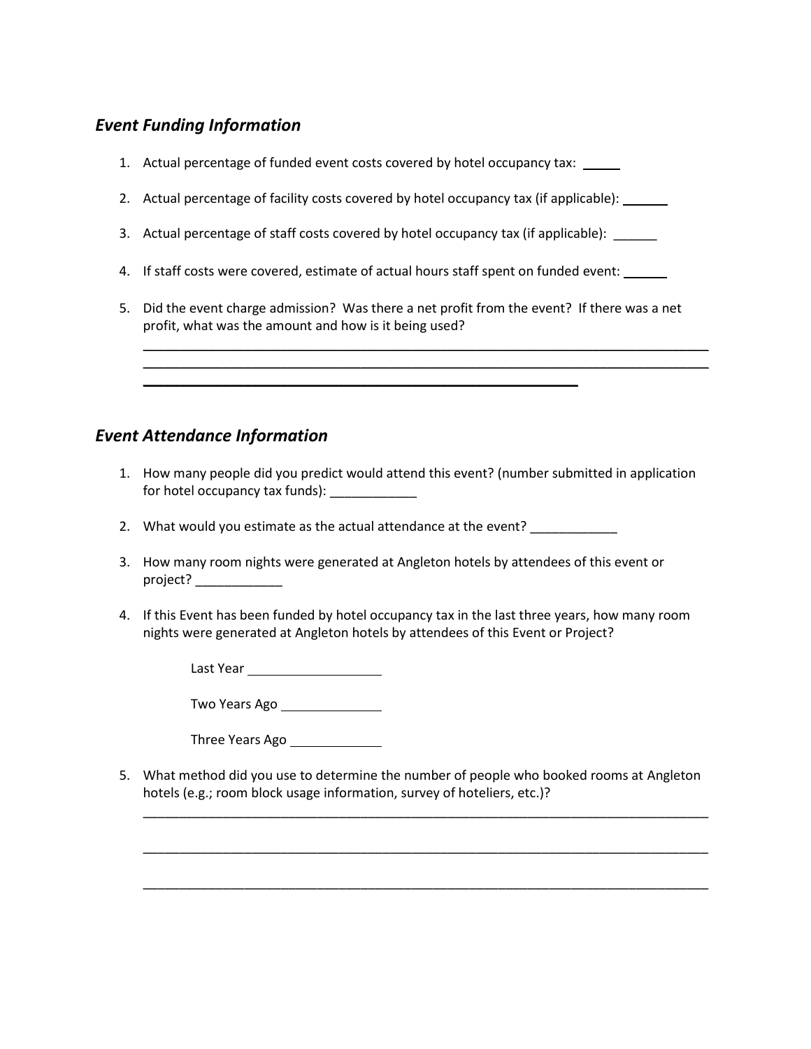## *Event Funding Information*

1. Actual percentage of funded event costs covered by hotel occupancy tax: _____

2. Actual percentage of facility costs covered by hotel occupancy tax (if applicable): ______

3. Actual percentage of staff costs covered by hotel occupancy tax (if applicable): ______

4. If staff costs were covered, estimate of actual hours staff spent on funded event: ______

5. Did the event charge admission? Was there a net profit from the event? If there was a net profit, what was the amount and how is it being used?

   ________________________________________________________________________________

   ________________________________________________________________________________

   ____________________________________________________________

## *Event Attendance Information*

1. How many people did you predict would attend this event? (number submitted in application for hotel occupancy tax funds): ____________

2. What would you estimate as the actual attendance at the event? ____________

3. How many room nights were generated at Angleton hotels by attendees of this event or project? ____________

4. If this Event has been funded by hotel occupancy tax in the last three years, how many room nights were generated at Angleton hotels by attendees of this Event or Project?

   Last Year __________________

   Two Years Ago ______________

   Three Years Ago _____________

5. What method did you use to determine the number of people who booked rooms at Angleton hotels (e.g.; room block usage information, survey of hoteliers, etc.)?

   ________________________________________________________________________________

   ________________________________________________________________________________

   ________________________________________________________________________________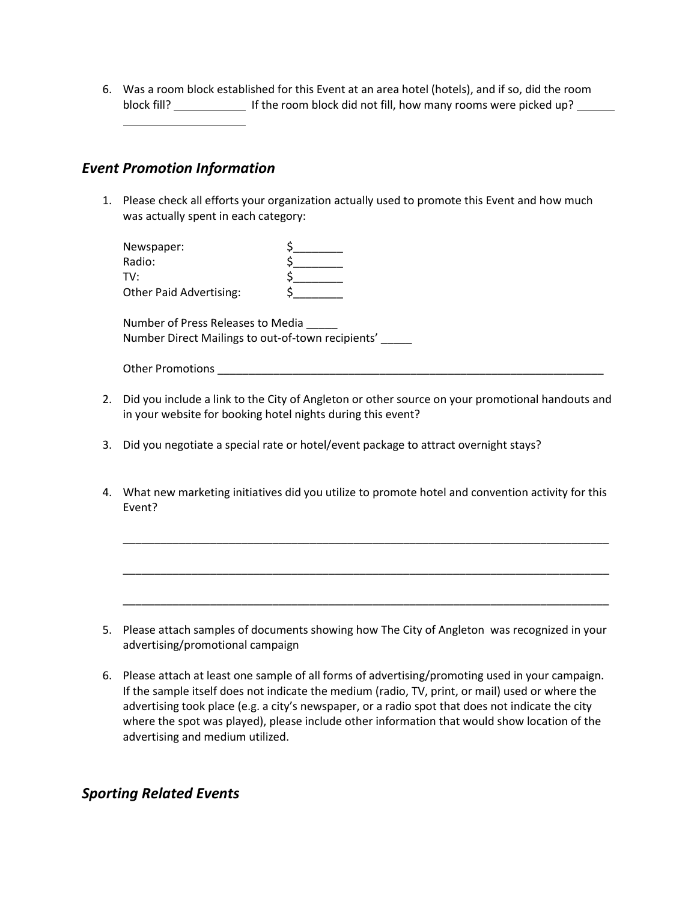6. Was a room block established for this Event at an area hotel (hotels), and if so, did the room block fill? ___________ If the room block did not fill, how many rooms were picked up? ______ ____________________

## *Event Promotion Information*

1. Please check all efforts your organization actually used to promote this Event and how much was actually spent in each category:

   Newspaper: $________
   Radio: $________
   TV: $________
   Other Paid Advertising: $________

   Number of Press Releases to Media _____
   Number Direct Mailings to out-of-town recipients' _____

   Other Promotions _________________________________________________________________

2. Did you include a link to the City of Angleton or other source on your promotional handouts and in your website for booking hotel nights during this event?

3. Did you negotiate a special rate or hotel/event package to attract overnight stays?

4. What new marketing initiatives did you utilize to promote hotel and convention activity for this Event?

   ________________________________________________________________________________

   ________________________________________________________________________________

   ________________________________________________________________________________

5. Please attach samples of documents showing how The City of Angleton was recognized in your advertising/promotional campaign

6. Please attach at least one sample of all forms of advertising/promoting used in your campaign. If the sample itself does not indicate the medium (radio, TV, print, or mail) used or where the advertising took place (e.g. a city's newspaper, or a radio spot that does not indicate the city where the spot was played), please include other information that would show location of the advertising and medium utilized.

## *Sporting Related Events*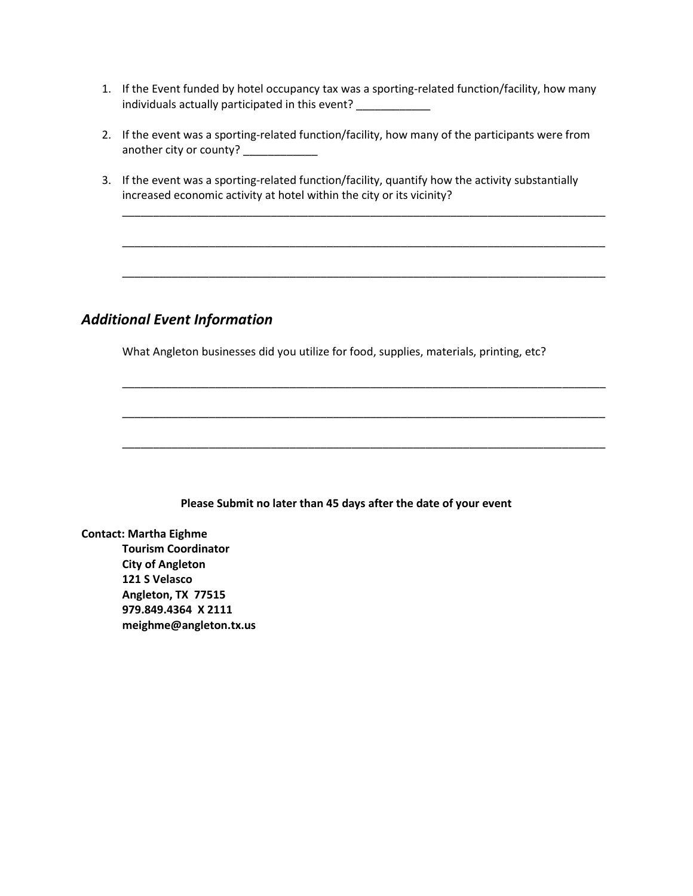1. If the Event funded by hotel occupancy tax was a sporting-related function/facility, how many individuals actually participated in this event? ____________

2. If the event was a sporting-related function/facility, how many of the participants were from another city or county? ____________

3. If the event was a sporting-related function/facility, quantify how the activity substantially increased economic activity at hotel within the city or its vicinity?

   ________________________________________________________________________________

   ________________________________________________________________________________

   ________________________________________________________________________________

## *Additional Event Information*

What Angleton businesses did you utilize for food, supplies, materials, printing, etc?

________________________________________________________________________________

________________________________________________________________________________

________________________________________________________________________________

**Please Submit no later than 45 days after the date of your event**

**Contact: Martha Eighme**
**Tourism Coordinator**
**City of Angleton**
**121 S Velasco**
**Angleton, TX 77515**
**979.849.4364 X 2111**
**meighme@angleton.tx.us**